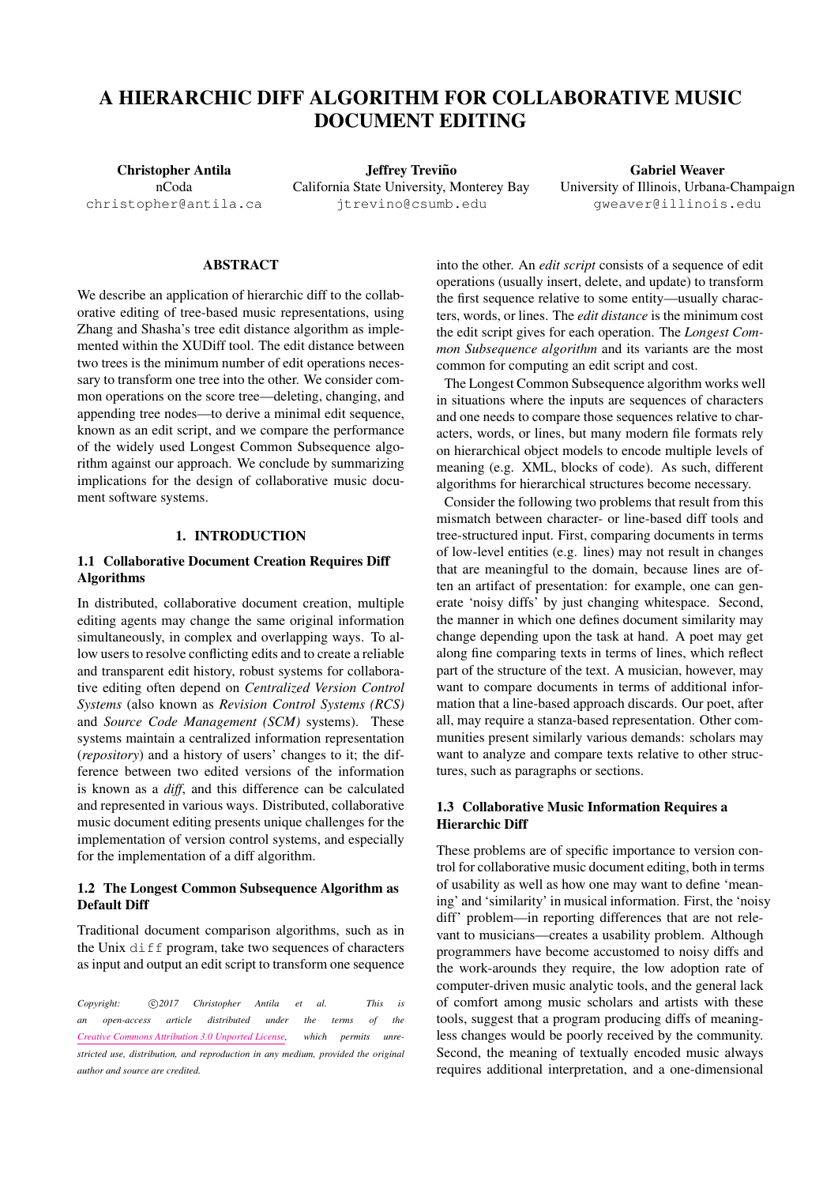# A HIERARCHIC DIFF ALGORITHM FOR COLLABORATIVE MUSIC DOCUMENT EDITING

**Christopher Antila**
nCoda
christopher@antila.ca

**Jeffrey Treviño**
California State University, Monterey Bay
jtrevino@csumb.edu

**Gabriel Weaver**
University of Illinois, Urbana-Champaign
gweaver@illinois.edu

## ABSTRACT

We describe an application of hierarchic diff to the collaborative editing of tree-based music representations, using Zhang and Shasha's tree edit distance algorithm as implemented within the XUDiff tool. The edit distance between two trees is the minimum number of edit operations necessary to transform one tree into the other. We consider common operations on the score tree—deleting, changing, and appending tree nodes—to derive a minimal edit sequence, known as an edit script, and we compare the performance of the widely used Longest Common Subsequence algorithm against our approach. We conclude by summarizing implications for the design of collaborative music document software systems.

## 1. INTRODUCTION

### 1.1 Collaborative Document Creation Requires Diff Algorithms

In distributed, collaborative document creation, multiple editing agents may change the same original information simultaneously, in complex and overlapping ways. To allow users to resolve conflicting edits and to create a reliable and transparent edit history, robust systems for collaborative editing often depend on *Centralized Version Control Systems* (also known as *Revision Control Systems (RCS)* and *Source Code Management (SCM)* systems). These systems maintain a centralized information representation (*repository*) and a history of users' changes to it; the difference between two edited versions of the information is known as a *diff*, and this difference can be calculated and represented in various ways. Distributed, collaborative music document editing presents unique challenges for the implementation of version control systems, and especially for the implementation of a diff algorithm.

### 1.2 The Longest Common Subsequence Algorithm as Default Diff

Traditional document comparison algorithms, such as in the Unix `diff` program, take two sequences of characters as input and output an edit script to transform one sequence into the other. An *edit script* consists of a sequence of edit operations (usually insert, delete, and update) to transform the first sequence relative to some entity—usually characters, words, or lines. The *edit distance* is the minimum cost the edit script gives for each operation. The *Longest Common Subsequence algorithm* and its variants are the most common for computing an edit script and cost.

The Longest Common Subsequence algorithm works well in situations where the inputs are sequences of characters and one needs to compare those sequences relative to characters, words, or lines, but many modern file formats rely on hierarchical object models to encode multiple levels of meaning (e.g. XML, blocks of code). As such, different algorithms for hierarchical structures become necessary.

Consider the following two problems that result from this mismatch between character- or line-based diff tools and tree-structured input. First, comparing documents in terms of low-level entities (e.g. lines) may not result in changes that are meaningful to the domain, because lines are often an artifact of presentation: for example, one can generate 'noisy diffs' by just changing whitespace. Second, the manner in which one defines document similarity may change depending upon the task at hand. A poet may get along fine comparing texts in terms of lines, which reflect part of the structure of the text. A musician, however, may want to compare documents in terms of additional information that a line-based approach discards. Our poet, after all, may require a stanza-based representation. Other communities present similarly various demands: scholars may want to analyze and compare texts relative to other structures, such as paragraphs or sections.

### 1.3 Collaborative Music Information Requires a Hierarchic Diff

These problems are of specific importance to version control for collaborative music document editing, both in terms of usability as well as how one may want to define 'meaning' and 'similarity' in musical information. First, the 'noisy diff' problem—in reporting differences that are not relevant to musicians—creates a usability problem. Although programmers have become accustomed to noisy diffs and the work-arounds they require, the low adoption rate of computer-driven music analytic tools, and the general lack of comfort among music scholars and artists with these tools, suggest that a program producing diffs of meaningless changes would be poorly received by the community. Second, the meaning of textually encoded music always requires additional interpretation, and a one-dimensional

*Copyright: ©2017 Christopher Antila et al. This is an open-access article distributed under the terms of the Creative Commons Attribution 3.0 Unported License, which permits unrestricted use, distribution, and reproduction in any medium, provided the original author and source are credited.*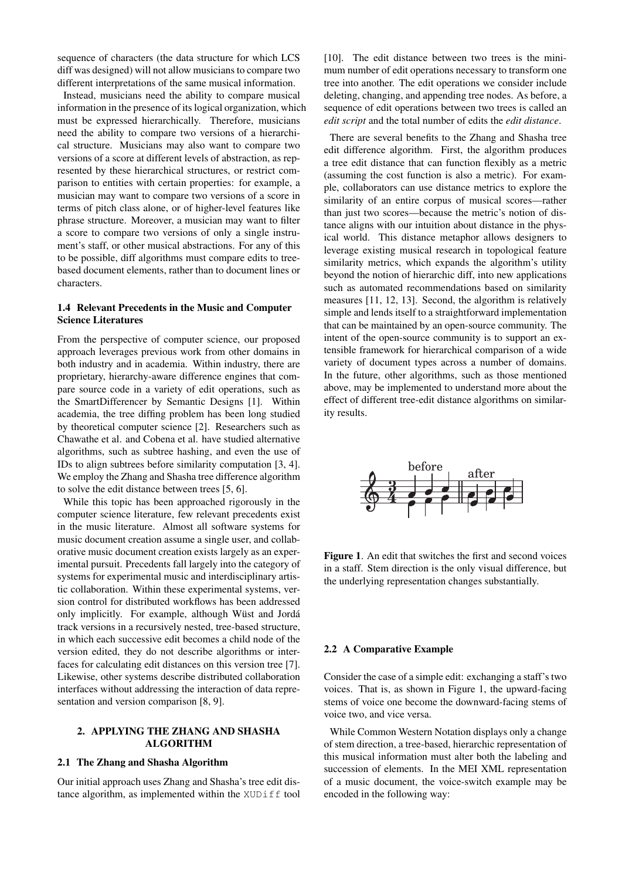sequence of characters (the data structure for which LCS diff was designed) will not allow musicians to compare two different interpretations of the same musical information.

Instead, musicians need the ability to compare musical information in the presence of its logical organization, which must be expressed hierarchically. Therefore, musicians need the ability to compare two versions of a hierarchical structure. Musicians may also want to compare two versions of a score at different levels of abstraction, as represented by these hierarchical structures, or restrict comparison to entities with certain properties: for example, a musician may want to compare two versions of a score in terms of pitch class alone, or of higher-level features like phrase structure. Moreover, a musician may want to filter a score to compare two versions of only a single instrument's staff, or other musical abstractions. For any of this to be possible, diff algorithms must compare edits to tree-based document elements, rather than to document lines or characters.

### 1.4 Relevant Precedents in the Music and Computer Science Literatures

From the perspective of computer science, our proposed approach leverages previous work from other domains in both industry and in academia. Within industry, there are proprietary, hierarchy-aware difference engines that compare source code in a variety of edit operations, such as the SmartDifferencer by Semantic Designs [1]. Within academia, the tree diffing problem has been long studied by theoretical computer science [2]. Researchers such as Chawathe et al. and Cobena et al. have studied alternative algorithms, such as subtree hashing, and even the use of IDs to align subtrees before similarity computation [3, 4]. We employ the Zhang and Shasha tree difference algorithm to solve the edit distance between trees [5, 6].

While this topic has been approached rigorously in the computer science literature, few relevant precedents exist in the music literature. Almost all software systems for music document creation assume a single user, and collaborative music document creation exists largely as an experimental pursuit. Precedents fall largely into the category of systems for experimental music and interdisciplinary artistic collaboration. Within these experimental systems, version control for distributed workflows has been addressed only implicitly. For example, although Wüst and Jordá track versions in a recursively nested, tree-based structure, in which each successive edit becomes a child node of the version edited, they do not describe algorithms or interfaces for calculating edit distances on this version tree [7]. Likewise, other systems describe distributed collaboration interfaces without addressing the interaction of data representation and version comparison [8, 9].

## 2. APPLYING THE ZHANG AND SHASHA ALGORITHM

### 2.1 The Zhang and Shasha Algorithm

Our initial approach uses Zhang and Shasha's tree edit distance algorithm, as implemented within the `XUDiff` tool [10]. The edit distance between two trees is the minimum number of edit operations necessary to transform one tree into another. The edit operations we consider include deleting, changing, and appending tree nodes. As before, a sequence of edit operations between two trees is called an *edit script* and the total number of edits the *edit distance*.

There are several benefits to the Zhang and Shasha tree edit difference algorithm. First, the algorithm produces a tree edit distance that can function flexibly as a metric (assuming the cost function is also a metric). For example, collaborators can use distance metrics to explore the similarity of an entire corpus of musical scores—rather than just two scores—because the metric's notion of distance aligns with our intuition about distance in the physical world. This distance metaphor allows designers to leverage existing musical research in topological feature similarity metrics, which expands the algorithm's utility beyond the notion of hierarchic diff, into new applications such as automated recommendations based on similarity measures [11, 12, 13]. Second, the algorithm is relatively simple and lends itself to a straightforward implementation that can be maintained by an open-source community. The intent of the open-source community is to support an extensible framework for hierarchical comparison of a wide variety of document types across a number of domains. In the future, other algorithms, such as those mentioned above, may be implemented to understand more about the effect of different tree-edit distance algorithms on similarity results.

**Figure 1**. An edit that switches the first and second voices in a staff. Stem direction is the only visual difference, but the underlying representation changes substantially.

### 2.2 A Comparative Example

Consider the case of a simple edit: exchanging a staff's two voices. That is, as shown in Figure 1, the upward-facing stems of voice one become the downward-facing stems of voice two, and vice versa.

While Common Western Notation displays only a change of stem direction, a tree-based, hierarchic representation of this musical information must alter both the labeling and succession of elements. In the MEI XML representation of a music document, the voice-switch example may be encoded in the following way: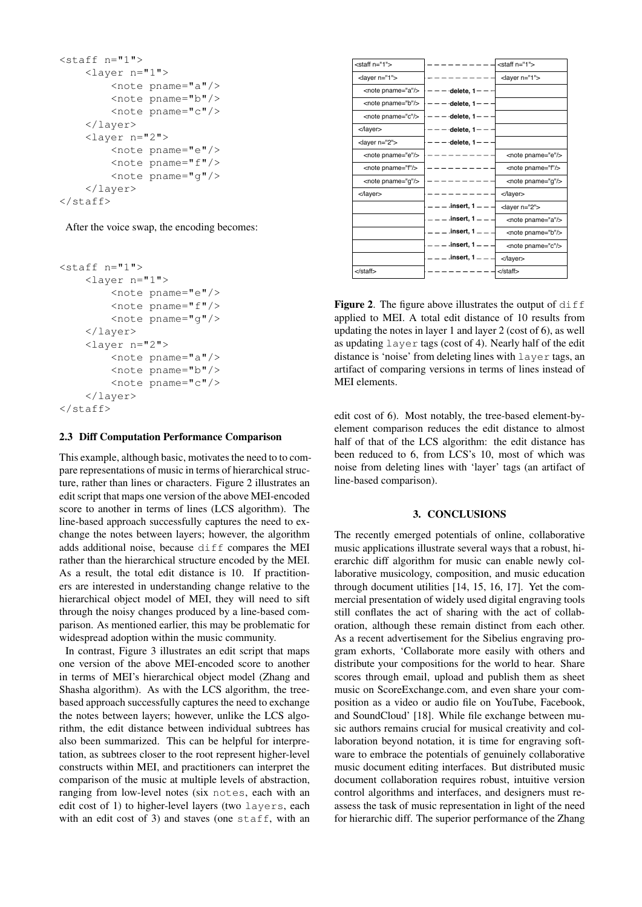```
<staff n="1">
    <layer n="1">
        <note pname="a"/>
        <note pname="b"/>
        <note pname="c"/>
    </layer>
    <layer n="2">
        <note pname="e"/>
        <note pname="f"/>
        <note pname="g"/>
    </layer>
</staff>
```

After the voice swap, the encoding becomes:

```
<staff n="1">
    <layer n="1">
        <note pname="e"/>
        <note pname="f"/>
        <note pname="g"/>
    </layer>
    <layer n="2">
        <note pname="a"/>
        <note pname="b"/>
        <note pname="c"/>
    </layer>
</staff>
```

### 2.3 Diff Computation Performance Comparison

This example, although basic, motivates the need to to compare representations of music in terms of hierarchical structure, rather than lines or characters. Figure 2 illustrates an edit script that maps one version of the above MEI-encoded score to another in terms of lines (LCS algorithm). The line-based approach successfully captures the need to exchange the notes between layers; however, the algorithm adds additional noise, because `diff` compares the MEI rather than the hierarchical structure encoded by the MEI. As a result, the total edit distance is 10. If practitioners are interested in understanding change relative to the hierarchical object model of MEI, they will need to sift through the noisy changes produced by a line-based comparison. As mentioned earlier, this may be problematic for widespread adoption within the music community.

In contrast, Figure 3 illustrates an edit script that maps one version of the above MEI-encoded score to another in terms of MEI's hierarchical object model (Zhang and Shasha algorithm). As with the LCS algorithm, the tree-based approach successfully captures the need to exchange the notes between layers; however, unlike the LCS algorithm, the edit distance between individual subtrees has also been summarized. This can be helpful for interpretation, as subtrees closer to the root represent higher-level constructs within MEI, and practitioners can interpret the comparison of the music at multiple levels of abstraction, ranging from low-level notes (six `notes`, each with an edit cost of 1) to higher-level layers (two `layers`, each with an edit cost of 3) and staves (one `staff`, with an edit cost of 6). Most notably, the tree-based element-by-element comparison reduces the edit distance to almost half of that of the LCS algorithm: the edit distance has been reduced to 6, from LCS's 10, most of which was noise from deleting lines with 'layer' tags (an artifact of line-based comparison).

| Original | Operation | Modified |
|---|---|---|
| <staff n="1"> | | <staff n="1"> |
| <layer n="1"> | | <layer n="1"> |
| <note pname="a"/> | delete, 1 | |
| <note pname="b"/> | delete, 1 | |
| <note pname="c"/> | delete, 1 | |
| </layer> | delete, 1 | |
| <layer n="2"> | delete, 1 | |
| <note pname="e"/> | | <note pname="e"/> |
| <note pname="f"/> | | <note pname="f"/> |
| <note pname="g"/> | | <note pname="g"/> |
| </layer> | | </layer> |
| | insert, 1 | <layer n="2"> |
| | insert, 1 | <note pname="a"/> |
| | insert, 1 | <note pname="b"/> |
| | insert, 1 | <note pname="c"/> |
| | insert, 1 | </layer> |
| </staff> | | </staff> |

**Figure 2**. The figure above illustrates the output of `diff` applied to MEI. A total edit distance of 10 results from updating the notes in layer 1 and layer 2 (cost of 6), as well as updating `layer` tags (cost of 4). Nearly half of the edit distance is 'noise' from deleting lines with `layer` tags, an artifact of comparing versions in terms of lines instead of MEI elements.

## 3. CONCLUSIONS

The recently emerged potentials of online, collaborative music applications illustrate several ways that a robust, hierarchic diff algorithm for music can enable newly collaborative musicology, composition, and music education through document utilities [14, 15, 16, 17]. Yet the commercial presentation of widely used digital engraving tools still conflates the act of sharing with the act of collaboration, although these remain distinct from each other. As a recent advertisement for the Sibelius engraving program exhorts, 'Collaborate more easily with others and distribute your compositions for the world to hear. Share scores through email, upload and publish them as sheet music on ScoreExchange.com, and even share your composition as a video or audio file on YouTube, Facebook, and SoundCloud' [18]. While file exchange between music authors remains crucial for musical creativity and collaboration beyond notation, it is time for engraving software to embrace the potentials of genuinely collaborative music document editing interfaces. But distributed music document collaboration requires robust, intuitive version control algorithms and interfaces, and designers must reassess the task of music representation in light of the need for hierarchic diff. The superior performance of the Zhang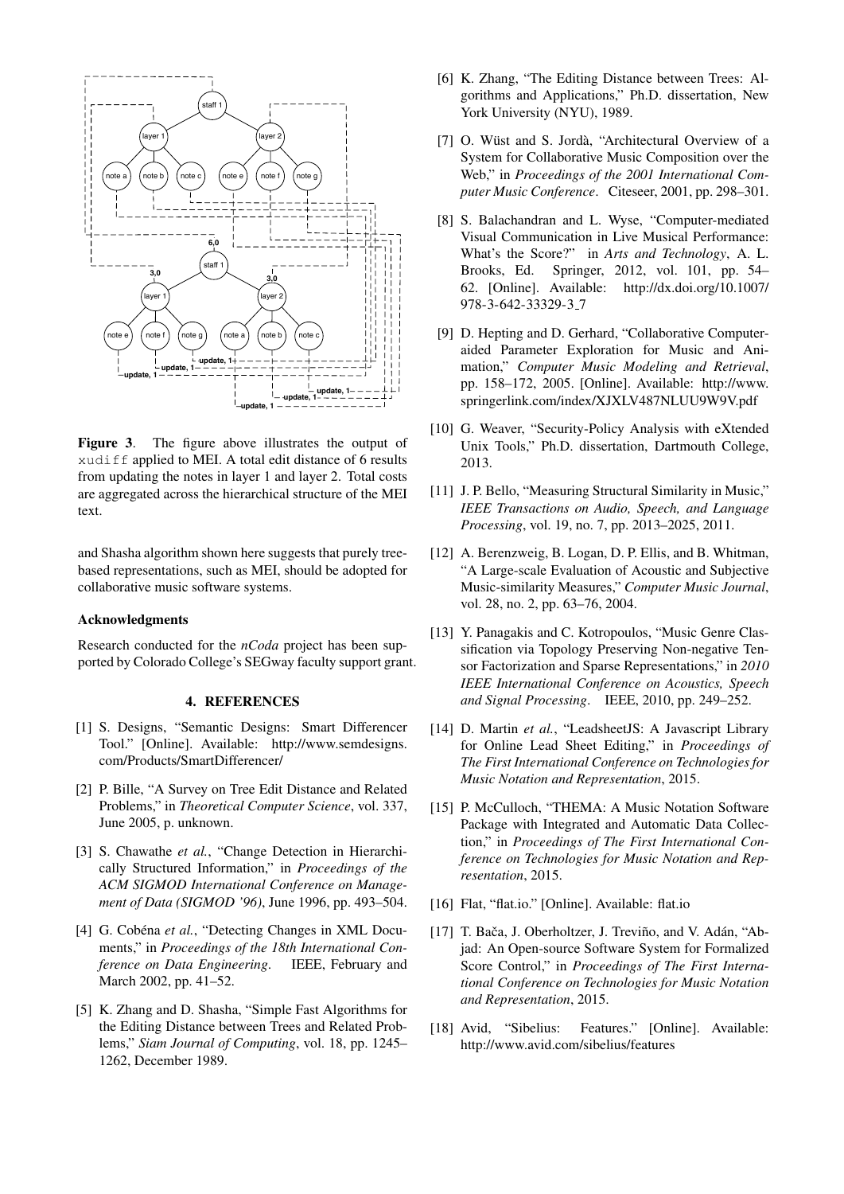staff 1

layer 1

layer 2

note a

note b

note c

note e

note f

note g

6,0

staff 1

3,0

3,0

layer 1

layer 2

note e

note f

note g

note a

note b

note c

update, 1

update, 1

update, 1

update, 1

update, 1

update, 1

**Figure 3**. The figure above illustrates the output of `xudiff` applied to MEI. A total edit distance of 6 results from updating the notes in layer 1 and layer 2. Total costs are aggregated across the hierarchical structure of the MEI text.

and Shasha algorithm shown here suggests that purely tree-based representations, such as MEI, should be adopted for collaborative music software systems.

### Acknowledgments

Research conducted for the *nCoda* project has been supported by Colorado College's SEGway faculty support grant.

## 4. REFERENCES

[1] S. Designs, "Semantic Designs: Smart Differencer Tool." [Online]. Available: http://www.semdesigns.com/Products/SmartDifferencer/

[2] P. Bille, "A Survey on Tree Edit Distance and Related Problems," in *Theoretical Computer Science*, vol. 337, June 2005, p. unknown.

[3] S. Chawathe *et al.*, "Change Detection in Hierarchically Structured Information," in *Proceedings of the ACM SIGMOD International Conference on Management of Data (SIGMOD '96)*, June 1996, pp. 493–504.

[4] G. Cobéna *et al.*, "Detecting Changes in XML Documents," in *Proceedings of the 18th International Conference on Data Engineering*. IEEE, February and March 2002, pp. 41–52.

[5] K. Zhang and D. Shasha, "Simple Fast Algorithms for the Editing Distance between Trees and Related Problems," *Siam Journal of Computing*, vol. 18, pp. 1245–1262, December 1989.

[6] K. Zhang, "The Editing Distance between Trees: Algorithms and Applications," Ph.D. dissertation, New York University (NYU), 1989.

[7] O. Wüst and S. Jordà, "Architectural Overview of a System for Collaborative Music Composition over the Web," in *Proceedings of the 2001 International Computer Music Conference*. Citeseer, 2001, pp. 298–301.

[8] S. Balachandran and L. Wyse, "Computer-mediated Visual Communication in Live Musical Performance: What's the Score?" in *Arts and Technology*, A. L. Brooks, Ed. Springer, 2012, vol. 101, pp. 54–62. [Online]. Available: http://dx.doi.org/10.1007/978-3-642-33329-3_7

[9] D. Hepting and D. Gerhard, "Collaborative Computer-aided Parameter Exploration for Music and Animation," *Computer Music Modeling and Retrieval*, pp. 158–172, 2005. [Online]. Available: http://www.springerlink.com/index/XJXLV487NLUU9W9V.pdf

[10] G. Weaver, "Security-Policy Analysis with eXtended Unix Tools," Ph.D. dissertation, Dartmouth College, 2013.

[11] J. P. Bello, "Measuring Structural Similarity in Music," *IEEE Transactions on Audio, Speech, and Language Processing*, vol. 19, no. 7, pp. 2013–2025, 2011.

[12] A. Berenzweig, B. Logan, D. P. Ellis, and B. Whitman, "A Large-scale Evaluation of Acoustic and Subjective Music-similarity Measures," *Computer Music Journal*, vol. 28, no. 2, pp. 63–76, 2004.

[13] Y. Panagakis and C. Kotropoulos, "Music Genre Classification via Topology Preserving Non-negative Tensor Factorization and Sparse Representations," in *2010 IEEE International Conference on Acoustics, Speech and Signal Processing*. IEEE, 2010, pp. 249–252.

[14] D. Martin *et al.*, "LeadsheetJS: A Javascript Library for Online Lead Sheet Editing," in *Proceedings of The First International Conference on Technologies for Music Notation and Representation*, 2015.

[15] P. McCulloch, "THEMA: A Music Notation Software Package with Integrated and Automatic Data Collection," in *Proceedings of The First International Conference on Technologies for Music Notation and Representation*, 2015.

[16] Flat, "flat.io." [Online]. Available: flat.io

[17] T. Bača, J. Oberholtzer, J. Treviño, and V. Adán, "Abjad: An Open-source Software System for Formalized Score Control," in *Proceedings of The First International Conference on Technologies for Music Notation and Representation*, 2015.

[18] Avid, "Sibelius: Features." [Online]. Available: http://www.avid.com/sibelius/features